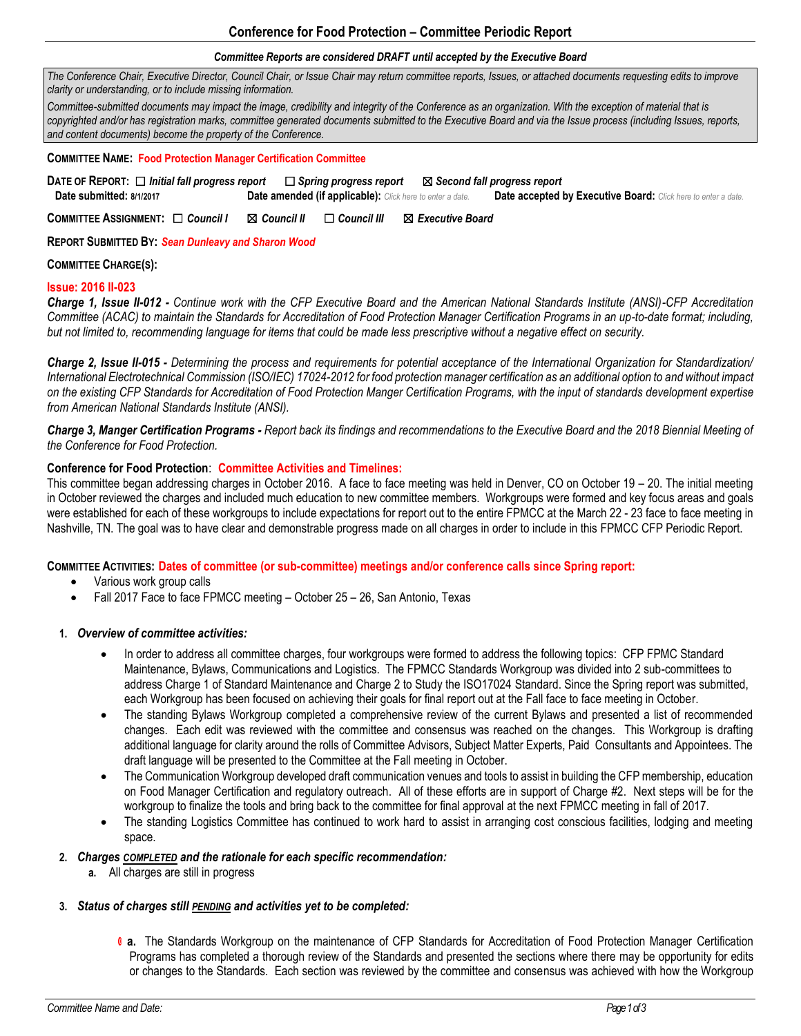## Conference for Food Protection – Committee Periodic Report

***Committee Reports are considered DRAFT until accepted by the Executive Board***

*The Conference Chair, Executive Director, Council Chair, or Issue Chair may return committee reports, Issues, or attached documents requesting edits to improve clarity or understanding, or to include missing information.*

*Committee-submitted documents may impact the image, credibility and integrity of the Conference as an organization. With the exception of material that is copyrighted and/or has registration marks, committee generated documents submitted to the Executive Board and via the Issue process (including Issues, reports, and content documents) become the property of the Conference.*

**COMMITTEE NAME: Food Protection Manager Certification Committee**

**DATE OF REPORT:** ☐ ***Initial fall progress report*** ☐ ***Spring progress report*** ☒ ***Second fall progress report***

**Date submitted: 8/1/2017** **Date amended (if applicable):** *Click here to enter a date.* **Date accepted by Executive Board:** *Click here to enter a date.*

**COMMITTEE ASSIGNMENT:** ☐ ***Council I*** ☒ ***Council II*** ☐ ***Council III*** ☒ ***Executive Board***

**REPORT SUBMITTED BY: *Sean Dunleavy and Sharon Wood***

**COMMITTEE CHARGE(S):**

**Issue: 2016 II-023**

***Charge 1, Issue II-012 -*** *Continue work with the CFP Executive Board and the American National Standards Institute (ANSI)-CFP Accreditation Committee (ACAC) to maintain the Standards for Accreditation of Food Protection Manager Certification Programs in an up-to-date format; including, but not limited to, recommending language for items that could be made less prescriptive without a negative effect on security.*

***Charge 2, Issue II-015 -*** *Determining the process and requirements for potential acceptance of the International Organization for Standardization/ International Electrotechnical Commission (ISO/IEC) 17024-2012 for food protection manager certification as an additional option to and without impact on the existing CFP Standards for Accreditation of Food Protection Manger Certification Programs, with the input of standards development expertise from American National Standards Institute (ANSI).*

***Charge 3, Manger Certification Programs -*** *Report back its findings and recommendations to the Executive Board and the 2018 Biennial Meeting of the Conference for Food Protection.*

**Conference for Food Protection**: **Committee Activities and Timelines:**

This committee began addressing charges in October 2016. A face to face meeting was held in Denver, CO on October 19 – 20. The initial meeting in October reviewed the charges and included much education to new committee members. Workgroups were formed and key focus areas and goals were established for each of these workgroups to include expectations for report out to the entire FPMCC at the March 22 - 23 face to face meeting in Nashville, TN. The goal was to have clear and demonstrable progress made on all charges in order to include in this FPMCC CFP Periodic Report.

**COMMITTEE ACTIVITIES: Dates of committee (or sub-committee) meetings and/or conference calls since Spring report:**

- Various work group calls
- Fall 2017 Face to face FPMCC meeting – October 25 – 26, San Antonio, Texas

1. ***Overview of committee activities:***
   - In order to address all committee charges, four workgroups were formed to address the following topics: CFP FPMC Standard Maintenance, Bylaws, Communications and Logistics. The FPMCC Standards Workgroup was divided into 2 sub-committees to address Charge 1 of Standard Maintenance and Charge 2 to Study the ISO17024 Standard. Since the Spring report was submitted, each Workgroup has been focused on achieving their goals for final report out at the Fall face to face meeting in October.
   - The standing Bylaws Workgroup completed a comprehensive review of the current Bylaws and presented a list of recommended changes. Each edit was reviewed with the committee and consensus was reached on the changes. This Workgroup is drafting additional language for clarity around the rolls of Committee Advisors, Subject Matter Experts, Paid Consultants and Appointees. The draft language will be presented to the Committee at the Fall meeting in October.
   - The Communication Workgroup developed draft communication venues and tools to assist in building the CFP membership, education on Food Manager Certification and regulatory outreach. All of these efforts are in support of Charge #2. Next steps will be for the workgroup to finalize the tools and bring back to the committee for final approval at the next FPMCC meeting in fall of 2017.
   - The standing Logistics Committee has continued to work hard to assist in arranging cost conscious facilities, lodging and meeting space.
2. ***Charges <u>COMPLETED</u> and the rationale for each specific recommendation:***
   a. All charges are still in progress
3. ***Status of charges still <u>PENDING</u> and activities yet to be completed:***

   **a.** The Standards Workgroup on the maintenance of CFP Standards for Accreditation of Food Protection Manager Certification Programs has completed a thorough review of the Standards and presented the sections where there may be opportunity for edits or changes to the Standards. Each section was reviewed by the committee and consensus was achieved with how the Workgroup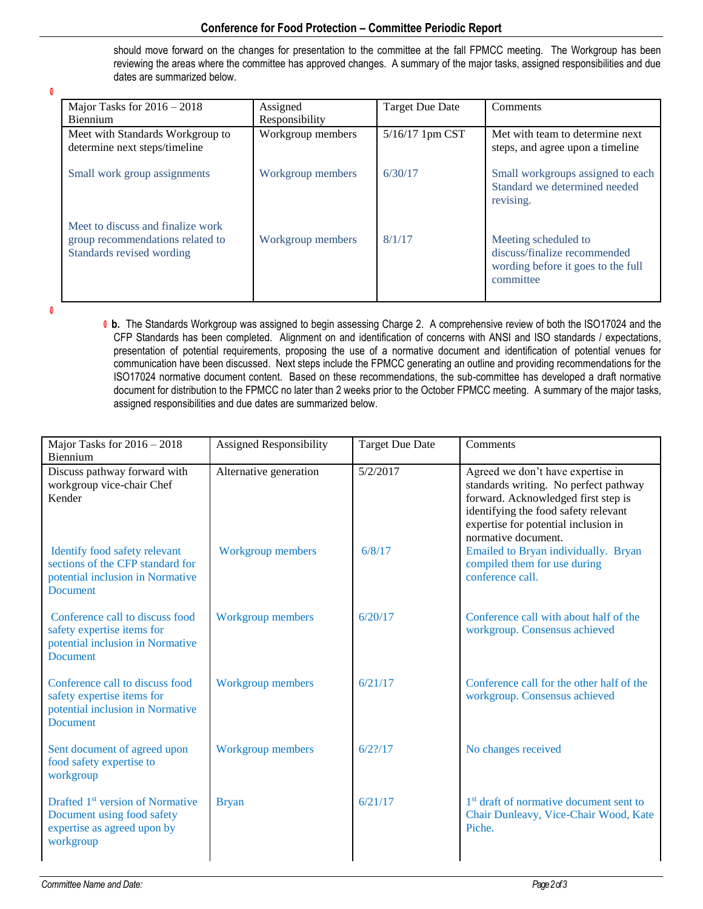should move forward on the changes for presentation to the committee at the fall FPMCC meeting. The Workgroup has been reviewing the areas where the committee has approved changes. A summary of the major tasks, assigned responsibilities and due dates are summarized below.

| Major Tasks for 2016 – 2018 Biennium | Assigned Responsibility | Target Due Date | Comments |
|---|---|---|---|
| Meet with Standards Workgroup to determine next steps/timeline | Workgroup members | 5/16/17 1pm CST | Met with team to determine next steps, and agree upon a timeline |
| Small work group assignments | Workgroup members | 6/30/17 | Small workgroups assigned to each Standard we determined needed revising. |
| Meet to discuss and finalize work group recommendations related to Standards revised wording | Workgroup members | 8/1/17 | Meeting scheduled to discuss/finalize recommended wording before it goes to the full committee |

**b.** The Standards Workgroup was assigned to begin assessing Charge 2. A comprehensive review of both the ISO17024 and the CFP Standards has been completed. Alignment on and identification of concerns with ANSI and ISO standards / expectations, presentation of potential requirements, proposing the use of a normative document and identification of potential venues for communication have been discussed. Next steps include the FPMCC generating an outline and providing recommendations for the ISO17024 normative document content. Based on these recommendations, the sub-committee has developed a draft normative document for distribution to the FPMCC no later than 2 weeks prior to the October FPMCC meeting. A summary of the major tasks, assigned responsibilities and due dates are summarized below.

| Major Tasks for 2016 – 2018 Biennium | Assigned Responsibility | Target Due Date | Comments |
|---|---|---|---|
| Discuss pathway forward with workgroup vice-chair Chef Kender | Alternative generation | 5/2/2017 | Agreed we don't have expertise in standards writing. No perfect pathway forward. Acknowledged first step is identifying the food safety relevant expertise for potential inclusion in normative document. |
| Identify food safety relevant sections of the CFP standard for potential inclusion in Normative Document | Workgroup members | 6/8/17 | Emailed to Bryan individually. Bryan compiled them for use during conference call. |
| Conference call to discuss food safety expertise items for potential inclusion in Normative Document | Workgroup members | 6/20/17 | Conference call with about half of the workgroup. Consensus achieved |
| Conference call to discuss food safety expertise items for potential inclusion in Normative Document | Workgroup members | 6/21/17 | Conference call for the other half of the workgroup. Consensus achieved |
| Sent document of agreed upon food safety expertise to workgroup | Workgroup members | 6/2?/17 | No changes received |
| Drafted 1st version of Normative Document using food safety expertise as agreed upon by workgroup | Bryan | 6/21/17 | 1st draft of normative document sent to Chair Dunleavy, Vice-Chair Wood, Kate Piche. |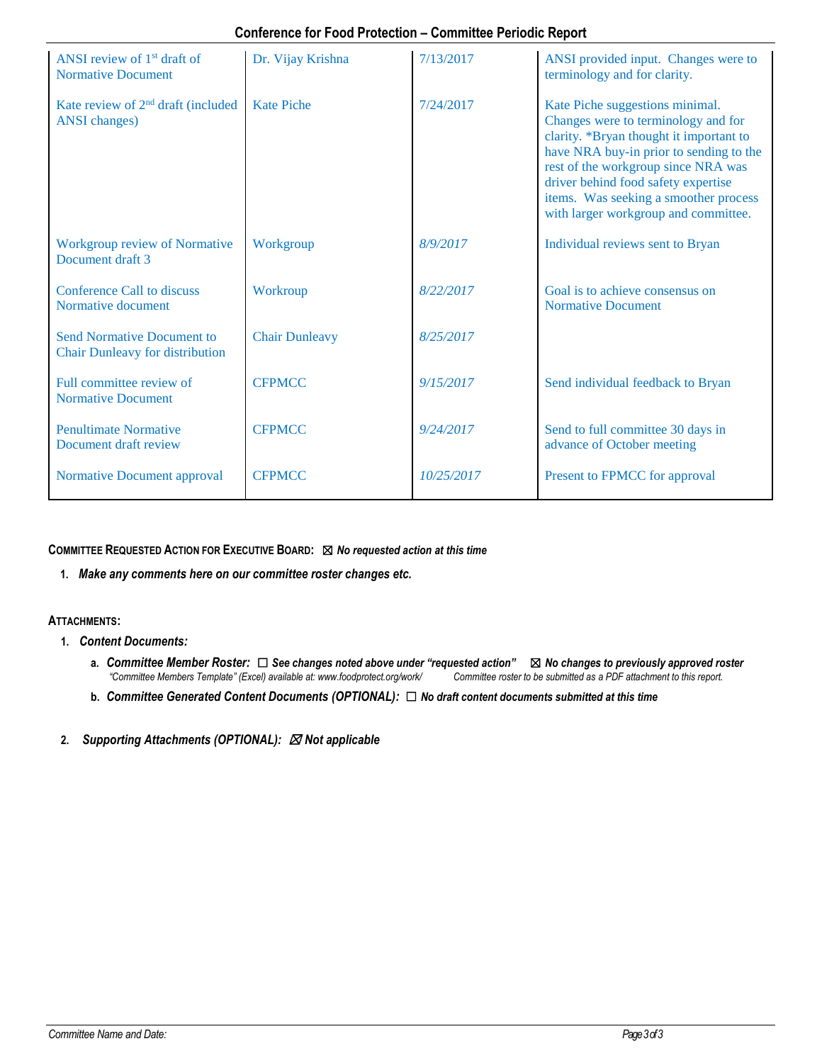| | | | |
|---|---|---|---|
| ANSI review of 1st draft of Normative Document | Dr. Vijay Krishna | 7/13/2017 | ANSI provided input. Changes were to terminology and for clarity. |
| Kate review of 2nd draft (included ANSI changes) | Kate Piche | 7/24/2017 | Kate Piche suggestions minimal. Changes were to terminology and for clarity. *Bryan thought it important to have NRA buy-in prior to sending to the rest of the workgroup since NRA was driver behind food safety expertise items. Was seeking a smoother process with larger workgroup and committee. |
| Workgroup review of Normative Document draft 3 | Workgroup | *8/9/2017* | Individual reviews sent to Bryan |
| Conference Call to discuss Normative document | Workroup | *8/22/2017* | Goal is to achieve consensus on Normative Document |
| Send Normative Document to Chair Dunleavy for distribution | Chair Dunleavy | *8/25/2017* | |
| Full committee review of Normative Document | CFPMCC | *9/15/2017* | Send individual feedback to Bryan |
| Penultimate Normative Document draft review | CFPMCC | *9/24/2017* | Send to full committee 30 days in advance of October meeting |
| Normative Document approval | CFPMCC | *10/25/2017* | Present to FPMCC for approval |

**COMMITTEE REQUESTED ACTION FOR EXECUTIVE BOARD:** ☒ ***No requested action at this time***

1. ***Make any comments here on our committee roster changes etc.***

**ATTACHMENTS:**

1. ***Content Documents:***
   a. ***Committee Member Roster:*** ☐ ***See changes noted above under "requested action"*** ☒ ***No changes to previously approved roster***
   *"Committee Members Template" (Excel) available at: www.foodprotect.org/work/ Committee roster to be submitted as a PDF attachment to this report.*
   b. ***Committee Generated Content Documents (OPTIONAL):*** ☐ ***No draft content documents submitted at this time***

2. ***Supporting Attachments (OPTIONAL):*** ☒ ***Not applicable***